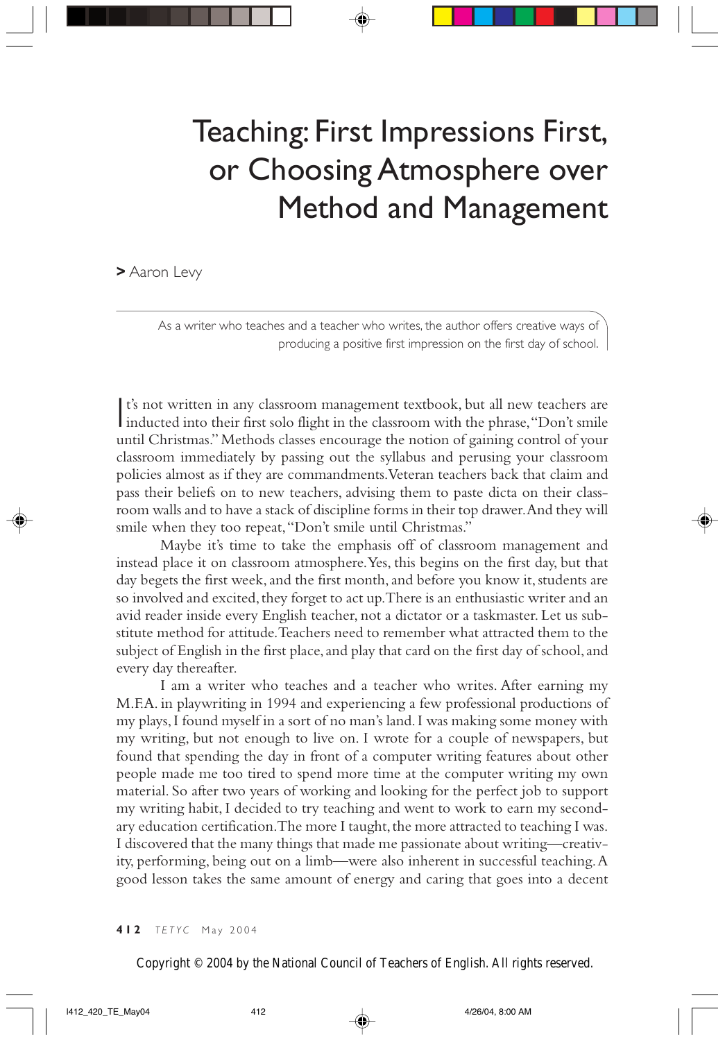# Teaching: First Impressions First, or Choosing Atmosphere over Method and Management

> Aaron Levy

As a writer who teaches and a teacher who writes, the author offers creative ways of producing a positive first impression on the first day of school.

It's not written in any classroom management textbook, but all new teachers are inducted into their first solo flight in the classroom with the phrase, "Don't smile until Christmas." Methods classes encourage the notion of gaining control of your classroom immediately by passing out the syllabus and perusing your classroom policies almost as if they are commandments. Veteran teachers back that claim and pass their beliefs on to new teachers, advising them to paste dicta on their classroom walls and to have a stack of discipline forms in their top drawer. And they will smile when they too repeat, "Don't smile until Christmas."

Maybe it's time to take the emphasis off of classroom management and instead place it on classroom atmosphere. Yes, this begins on the first day, but that day begets the first week, and the first month, and before you know it, students are so involved and excited, they forget to act up. There is an enthusiastic writer and an avid reader inside every English teacher, not a dictator or a taskmaster. Let us substitute method for attitude. Teachers need to remember what attracted them to the subject of English in the first place, and play that card on the first day of school, and every day thereafter.

I am a writer who teaches and a teacher who writes. After earning my M.F.A. in playwriting in 1994 and experiencing a few professional productions of my plays, I found myself in a sort of no man's land. I was making some money with my writing, but not enough to live on. I wrote for a couple of newspapers, but found that spending the day in front of a computer writing features about other people made me too tired to spend more time at the computer writing my own material. So after two years of working and looking for the perfect job to support my writing habit, I decided to try teaching and went to work to earn my secondary education certification. The more I taught, the more attracted to teaching I was. I discovered that the many things that made me passionate about writing—creativity, performing, being out on a limb—were also inherent in successful teaching. A good lesson takes the same amount of energy and caring that goes into a decent

Copyright © 2004 by the National Council of Teachers of English. All rights reserved.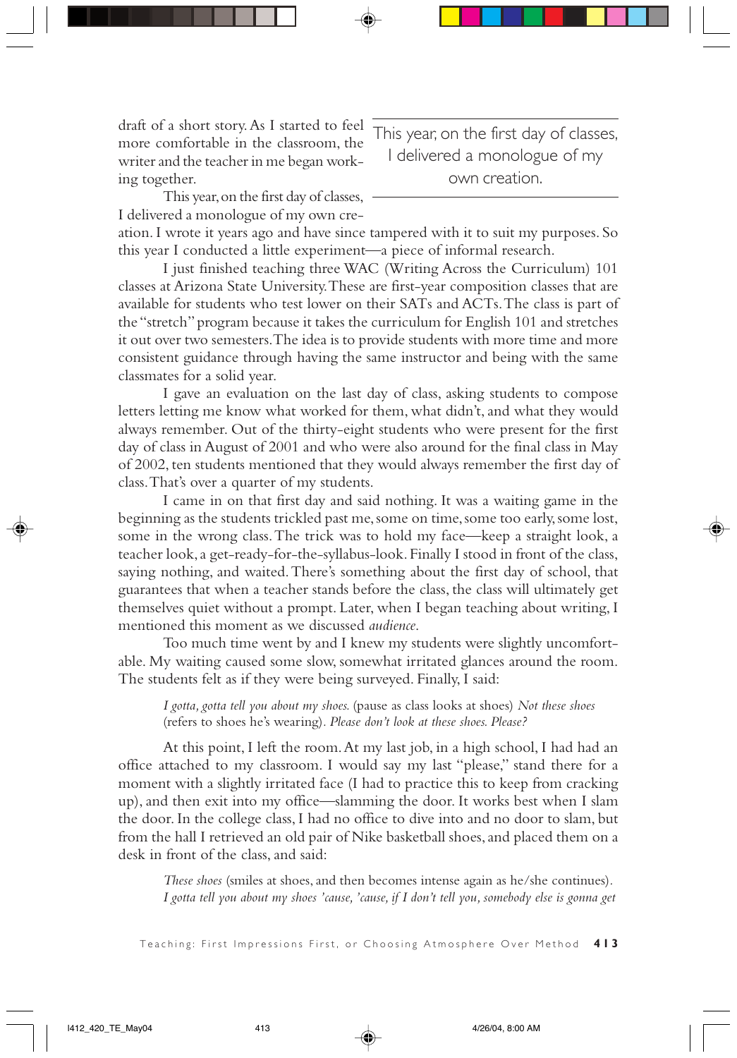draft of a short story. As I started to feel more comfortable in the classroom, the writer and the teacher in me began working together.

> This year, on the first day of classes, I delivered a monologue of my own creation.

This year, on the first day of classes, I delivered a monologue of my own creation. I wrote it years ago and have since tampered with it to suit my purposes. So this year I conducted a little experiment—a piece of informal research.

I just finished teaching three WAC (Writing Across the Curriculum) 101 classes at Arizona State University. These are first-year composition classes that are available for students who test lower on their SATs and ACTs. The class is part of the "stretch" program because it takes the curriculum for English 101 and stretches it out over two semesters. The idea is to provide students with more time and more consistent guidance through having the same instructor and being with the same classmates for a solid year.

I gave an evaluation on the last day of class, asking students to compose letters letting me know what worked for them, what didn't, and what they would always remember. Out of the thirty-eight students who were present for the first day of class in August of 2001 and who were also around for the final class in May of 2002, ten students mentioned that they would always remember the first day of class. That's over a quarter of my students.

I came in on that first day and said nothing. It was a waiting game in the beginning as the students trickled past me, some on time, some too early, some lost, some in the wrong class. The trick was to hold my face—keep a straight look, a teacher look, a get-ready-for-the-syllabus-look. Finally I stood in front of the class, saying nothing, and waited. There's something about the first day of school, that guarantees that when a teacher stands before the class, the class will ultimately get themselves quiet without a prompt. Later, when I began teaching about writing, I mentioned this moment as we discussed *audience*.

Too much time went by and I knew my students were slightly uncomfortable. My waiting caused some slow, somewhat irritated glances around the room. The students felt as if they were being surveyed. Finally, I said:

> *I gotta, gotta tell you about my shoes.* (pause as class looks at shoes) *Not these shoes* (refers to shoes he's wearing). *Please don't look at these shoes. Please?*

At this point, I left the room. At my last job, in a high school, I had had an office attached to my classroom. I would say my last "please," stand there for a moment with a slightly irritated face (I had to practice this to keep from cracking up), and then exit into my office—slamming the door. It works best when I slam the door. In the college class, I had no office to dive into and no door to slam, but from the hall I retrieved an old pair of Nike basketball shoes, and placed them on a desk in front of the class, and said:

> *These shoes* (smiles at shoes, and then becomes intense again as he/she continues). *I gotta tell you about my shoes 'cause, 'cause, if I don't tell you, somebody else is gonna get*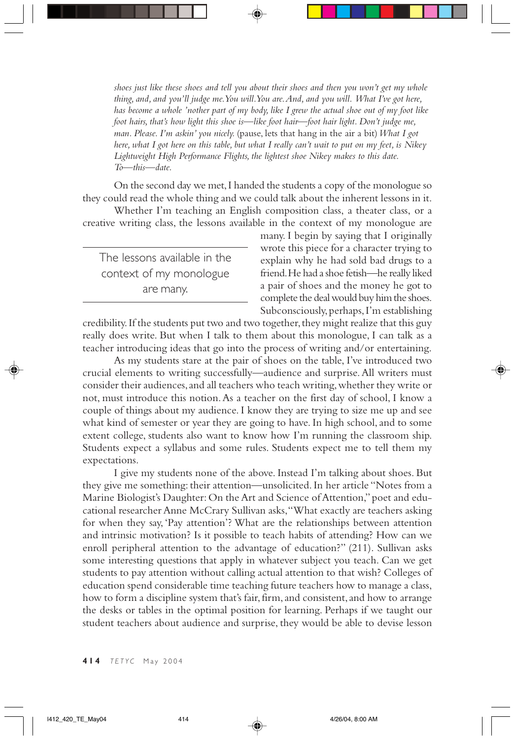*shoes just like these shoes and tell you about their shoes and then you won't get my whole thing, and, and you'll judge me. You will. You are. And, and you will. What I've got here, has become a whole 'nother part of my body, like I grew the actual shoe out of my foot like foot hairs, that's how light this shoe is—like foot hair—foot hair light. Don't judge me, man. Please. I'm askin' you nicely.* (pause, lets that hang in the air a bit) *What I got here, what I got here on this table, but what I really can't wait to put on my feet, is Nikey Lightweight High Performance Flights, the lightest shoe Nikey makes to this date. To—this—date.*

On the second day we met, I handed the students a copy of the monologue so they could read the whole thing and we could talk about the inherent lessons in it.

Whether I'm teaching an English composition class, a theater class, or a creative writing class, the lessons available in the context of my monologue are many. I begin by saying that I originally wrote this piece for a character trying to explain why he had sold bad drugs to a friend. He had a shoe fetish—he really liked a pair of shoes and the money he got to complete the deal would buy him the shoes. Subconsciously, perhaps, I'm establishing credibility. If the students put two and two together, they might realize that this guy really does write. But when I talk to them about this monologue, I can talk as a teacher introducing ideas that go into the process of writing and/or entertaining.

> The lessons available in the context of my monologue are many.

As my students stare at the pair of shoes on the table, I've introduced two crucial elements to writing successfully—audience and surprise. All writers must consider their audiences, and all teachers who teach writing, whether they write or not, must introduce this notion. As a teacher on the first day of school, I know a couple of things about my audience. I know they are trying to size me up and see what kind of semester or year they are going to have. In high school, and to some extent college, students also want to know how I'm running the classroom ship. Students expect a syllabus and some rules. Students expect me to tell them my expectations.

I give my students none of the above. Instead I'm talking about shoes. But they give me something: their attention—unsolicited. In her article "Notes from a Marine Biologist's Daughter: On the Art and Science of Attention," poet and educational researcher Anne McCrary Sullivan asks, "What exactly are teachers asking for when they say, 'Pay attention'? What are the relationships between attention and intrinsic motivation? Is it possible to teach habits of attending? How can we enroll peripheral attention to the advantage of education?" (211). Sullivan asks some interesting questions that apply in whatever subject you teach. Can we get students to pay attention without calling actual attention to that wish? Colleges of education spend considerable time teaching future teachers how to manage a class, how to form a discipline system that's fair, firm, and consistent, and how to arrange the desks or tables in the optimal position for learning. Perhaps if we taught our student teachers about audience and surprise, they would be able to devise lesson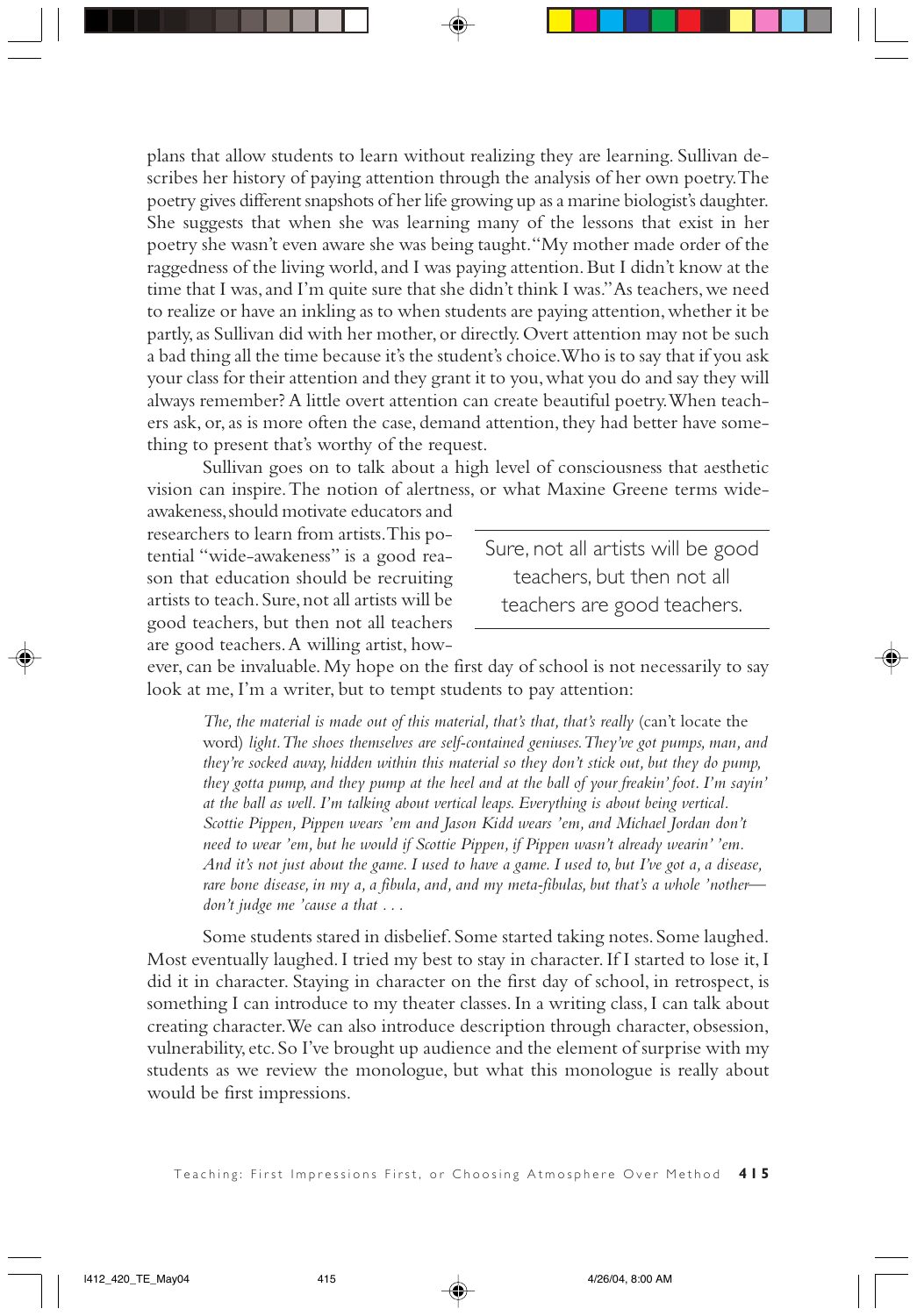plans that allow students to learn without realizing they are learning. Sullivan describes her history of paying attention through the analysis of her own poetry. The poetry gives different snapshots of her life growing up as a marine biologist's daughter. She suggests that when she was learning many of the lessons that exist in her poetry she wasn't even aware she was being taught. "My mother made order of the raggedness of the living world, and I was paying attention. But I didn't know at the time that I was, and I'm quite sure that she didn't think I was." As teachers, we need to realize or have an inkling as to when students are paying attention, whether it be partly, as Sullivan did with her mother, or directly. Overt attention may not be such a bad thing all the time because it's the student's choice. Who is to say that if you ask your class for their attention and they grant it to you, what you do and say they will always remember? A little overt attention can create beautiful poetry. When teachers ask, or, as is more often the case, demand attention, they had better have something to present that's worthy of the request.

Sullivan goes on to talk about a high level of consciousness that aesthetic vision can inspire. The notion of alertness, or what Maxine Greene terms wide-awakeness, should motivate educators and researchers to learn from artists. This potential "wide-awakeness" is a good reason that education should be recruiting artists to teach. Sure, not all artists will be good teachers, but then not all teachers are good teachers. A willing artist, however, can be invaluable. My hope on the first day of school is not necessarily to say look at me, I'm a writer, but to tempt students to pay attention:

> Sure, not all artists will be good teachers, but then not all teachers are good teachers.

> *The, the material is made out of this material, that's that, that's really* (can't locate the word) *light. The shoes themselves are self-contained geniuses. They've got pumps, man, and they're socked away, hidden within this material so they don't stick out, but they do pump, they gotta pump, and they pump at the heel and at the ball of your freakin' foot. I'm sayin' at the ball as well. I'm talking about vertical leaps. Everything is about being vertical. Scottie Pippen, Pippen wears 'em and Jason Kidd wears 'em, and Michael Jordan don't need to wear 'em, but he would if Scottie Pippen, if Pippen wasn't already wearin' 'em. And it's not just about the game. I used to have a game. I used to, but I've got a, a disease, rare bone disease, in my a, a fibula, and, and my meta-fibulas, but that's a whole 'nother—don't judge me 'cause a that . . .*

Some students stared in disbelief. Some started taking notes. Some laughed. Most eventually laughed. I tried my best to stay in character. If I started to lose it, I did it in character. Staying in character on the first day of school, in retrospect, is something I can introduce to my theater classes. In a writing class, I can talk about creating character. We can also introduce description through character, obsession, vulnerability, etc. So I've brought up audience and the element of surprise with my students as we review the monologue, but what this monologue is really about would be first impressions.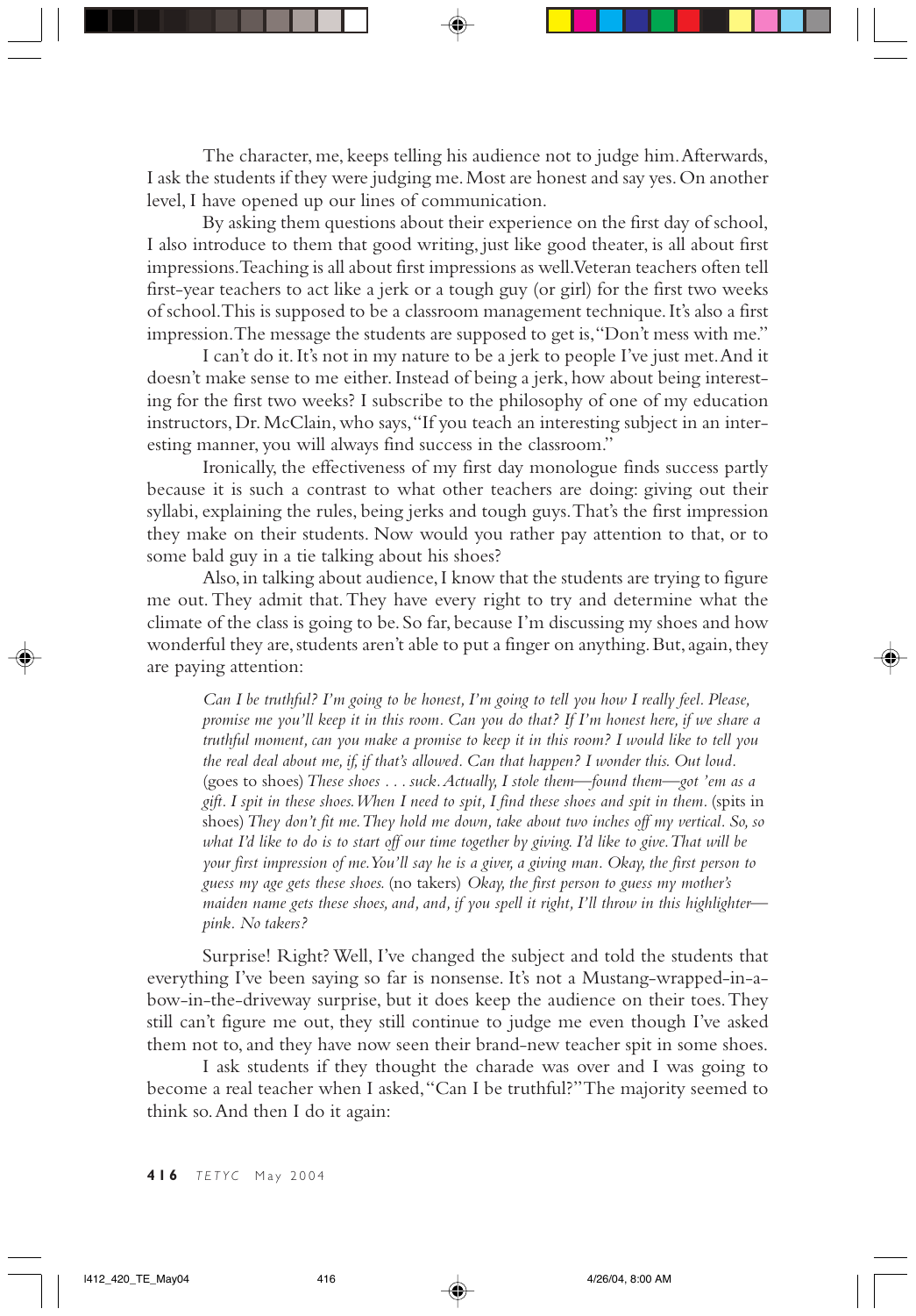The character, me, keeps telling his audience not to judge him. Afterwards, I ask the students if they were judging me. Most are honest and say yes. On another level, I have opened up our lines of communication.

By asking them questions about their experience on the first day of school, I also introduce to them that good writing, just like good theater, is all about first impressions. Teaching is all about first impressions as well. Veteran teachers often tell first-year teachers to act like a jerk or a tough guy (or girl) for the first two weeks of school. This is supposed to be a classroom management technique. It's also a first impression. The message the students are supposed to get is, "Don't mess with me."

I can't do it. It's not in my nature to be a jerk to people I've just met. And it doesn't make sense to me either. Instead of being a jerk, how about being interesting for the first two weeks? I subscribe to the philosophy of one of my education instructors, Dr. McClain, who says, "If you teach an interesting subject in an interesting manner, you will always find success in the classroom."

Ironically, the effectiveness of my first day monologue finds success partly because it is such a contrast to what other teachers are doing: giving out their syllabi, explaining the rules, being jerks and tough guys. That's the first impression they make on their students. Now would you rather pay attention to that, or to some bald guy in a tie talking about his shoes?

Also, in talking about audience, I know that the students are trying to figure me out. They admit that. They have every right to try and determine what the climate of the class is going to be. So far, because I'm discussing my shoes and how wonderful they are, students aren't able to put a finger on anything. But, again, they are paying attention:

> *Can I be truthful? I'm going to be honest, I'm going to tell you how I really feel. Please, promise me you'll keep it in this room. Can you do that? If I'm honest here, if we share a truthful moment, can you make a promise to keep it in this room? I would like to tell you the real deal about me, if, if that's allowed. Can that happen? I wonder this. Out loud.* (goes to shoes) *These shoes . . . suck. Actually, I stole them—found them—got 'em as a gift. I spit in these shoes. When I need to spit, I find these shoes and spit in them.* (spits in shoes) *They don't fit me. They hold me down, take about two inches off my vertical. So, so what I'd like to do is to start off our time together by giving. I'd like to give. That will be your first impression of me. You'll say he is a giver, a giving man. Okay, the first person to guess my age gets these shoes.* (no takers) *Okay, the first person to guess my mother's maiden name gets these shoes, and, and, if you spell it right, I'll throw in this highlighter—pink. No takers?*

Surprise! Right? Well, I've changed the subject and told the students that everything I've been saying so far is nonsense. It's not a Mustang-wrapped-in-a-bow-in-the-driveway surprise, but it does keep the audience on their toes. They still can't figure me out, they still continue to judge me even though I've asked them not to, and they have now seen their brand-new teacher spit in some shoes.

I ask students if they thought the charade was over and I was going to become a real teacher when I asked, "Can I be truthful?" The majority seemed to think so. And then I do it again: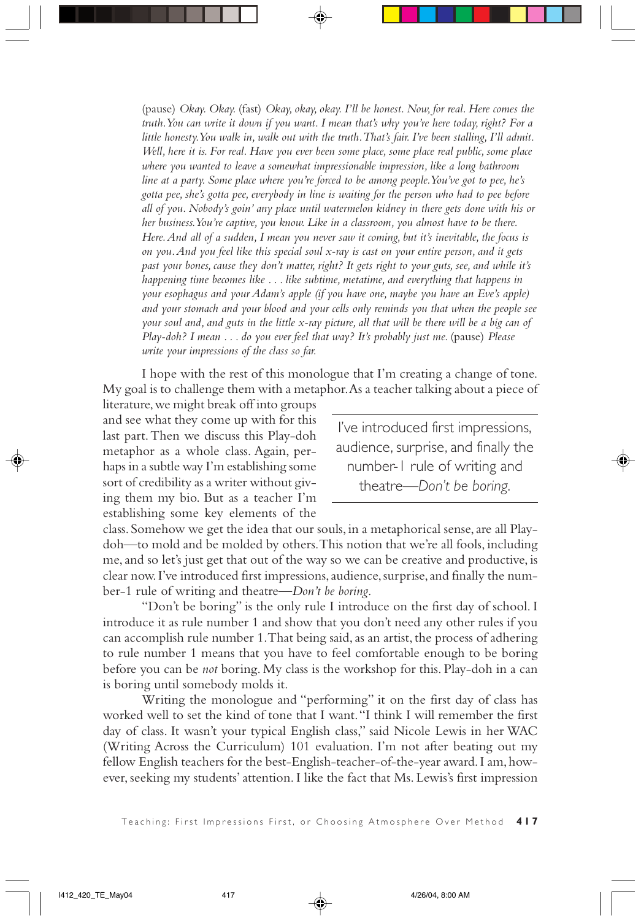(pause) *Okay. Okay.* (fast) *Okay, okay, okay. I'll be honest. Now, for real. Here comes the truth. You can write it down if you want. I mean that's why you're here today, right? For a little honesty. You walk in, walk out with the truth. That's fair. I've been stalling, I'll admit. Well, here it is. For real. Have you ever been some place, some place real public, some place where you wanted to leave a somewhat impressionable impression, like a long bathroom line at a party. Some place where you're forced to be among people. You've got to pee, he's gotta pee, she's gotta pee, everybody in line is waiting for the person who had to pee before all of you. Nobody's goin' any place until watermelon kidney in there gets done with his or her business. You're captive, you know. Like in a classroom, you almost have to be there. Here. And all of a sudden, I mean you never saw it coming, but it's inevitable, the focus is on you. And you feel like this special soul x-ray is cast on your entire person, and it gets past your bones, cause they don't matter, right? It gets right to your guts, see, and while it's happening time becomes like . . . like subtime, metatime, and everything that happens in your esophagus and your Adam's apple (if you have one, maybe you have an Eve's apple) and your stomach and your blood and your cells only reminds you that when the people see your soul and, and guts in the little x-ray picture, all that will be there will be a big can of Play-doh? I mean . . . do you ever feel that way? It's probably just me.* (pause) *Please write your impressions of the class so far.*

I hope with the rest of this monologue that I'm creating a change of tone. My goal is to challenge them with a metaphor. As a teacher talking about a piece of literature, we might break off into groups and see what they come up with for this last part. Then we discuss this Play-doh metaphor as a whole class. Again, perhaps in a subtle way I'm establishing some sort of credibility as a writer without giving them my bio. But as a teacher I'm establishing some key elements of the class. Somehow we get the idea that our souls, in a metaphorical sense, are all Play-doh—to mold and be molded by others. This notion that we're all fools, including me, and so let's just get that out of the way so we can be creative and productive, is clear now. I've introduced first impressions, audience, surprise, and finally the number-1 rule of writing and theatre—*Don't be boring*.

> I've introduced first impressions, audience, surprise, and finally the number-1 rule of writing and theatre—*Don't be boring*.

"Don't be boring" is the only rule I introduce on the first day of school. I introduce it as rule number 1 and show that you don't need any other rules if you can accomplish rule number 1. That being said, as an artist, the process of adhering to rule number 1 means that you have to feel comfortable enough to be boring before you can be *not* boring. My class is the workshop for this. Play-doh in a can is boring until somebody molds it.

Writing the monologue and "performing" it on the first day of class has worked well to set the kind of tone that I want. "I think I will remember the first day of class. It wasn't your typical English class," said Nicole Lewis in her WAC (Writing Across the Curriculum) 101 evaluation. I'm not after beating out my fellow English teachers for the best-English-teacher-of-the-year award. I am, however, seeking my students' attention. I like the fact that Ms. Lewis's first impression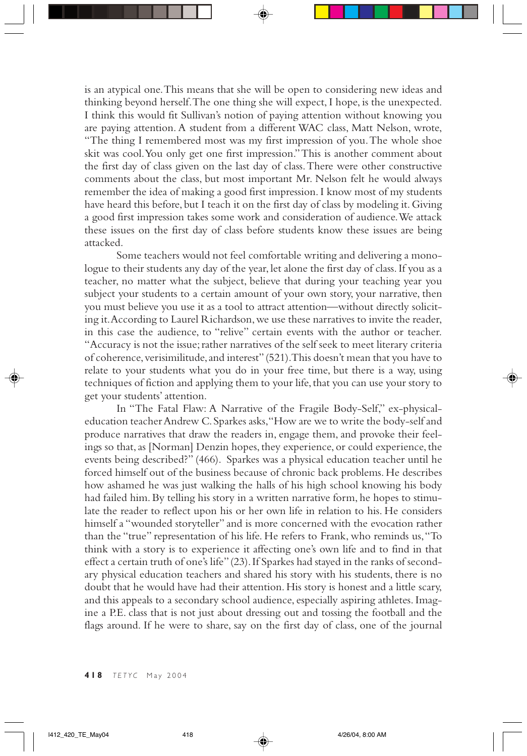is an atypical one. This means that she will be open to considering new ideas and thinking beyond herself. The one thing she will expect, I hope, is the unexpected. I think this would fit Sullivan's notion of paying attention without knowing you are paying attention. A student from a different WAC class, Matt Nelson, wrote, "The thing I remembered most was my first impression of you. The whole shoe skit was cool. You only get one first impression." This is another comment about the first day of class given on the last day of class. There were other constructive comments about the class, but most important Mr. Nelson felt he would always remember the idea of making a good first impression. I know most of my students have heard this before, but I teach it on the first day of class by modeling it. Giving a good first impression takes some work and consideration of audience. We attack these issues on the first day of class before students know these issues are being attacked.

Some teachers would not feel comfortable writing and delivering a monologue to their students any day of the year, let alone the first day of class. If you as a teacher, no matter what the subject, believe that during your teaching year you subject your students to a certain amount of your own story, your narrative, then you must believe you use it as a tool to attract attention—without directly soliciting it. According to Laurel Richardson, we use these narratives to invite the reader, in this case the audience, to "relive" certain events with the author or teacher. "Accuracy is not the issue; rather narratives of the self seek to meet literary criteria of coherence, verisimilitude, and interest" (521). This doesn't mean that you have to relate to your students what you do in your free time, but there is a way, using techniques of fiction and applying them to your life, that you can use your story to get your students' attention.

In "The Fatal Flaw: A Narrative of the Fragile Body-Self," ex-physical-education teacher Andrew C. Sparkes asks, "How are we to write the body-self and produce narratives that draw the readers in, engage them, and provoke their feelings so that, as [Norman] Denzin hopes, they experience, or could experience, the events being described?" (466). Sparkes was a physical education teacher until he forced himself out of the business because of chronic back problems. He describes how ashamed he was just walking the halls of his high school knowing his body had failed him. By telling his story in a written narrative form, he hopes to stimulate the reader to reflect upon his or her own life in relation to his. He considers himself a "wounded storyteller" and is more concerned with the evocation rather than the "true" representation of his life. He refers to Frank, who reminds us, "To think with a story is to experience it affecting one's own life and to find in that effect a certain truth of one's life" (23). If Sparkes had stayed in the ranks of secondary physical education teachers and shared his story with his students, there is no doubt that he would have had their attention. His story is honest and a little scary, and this appeals to a secondary school audience, especially aspiring athletes. Imagine a P.E. class that is not just about dressing out and tossing the football and the flags around. If he were to share, say on the first day of class, one of the journal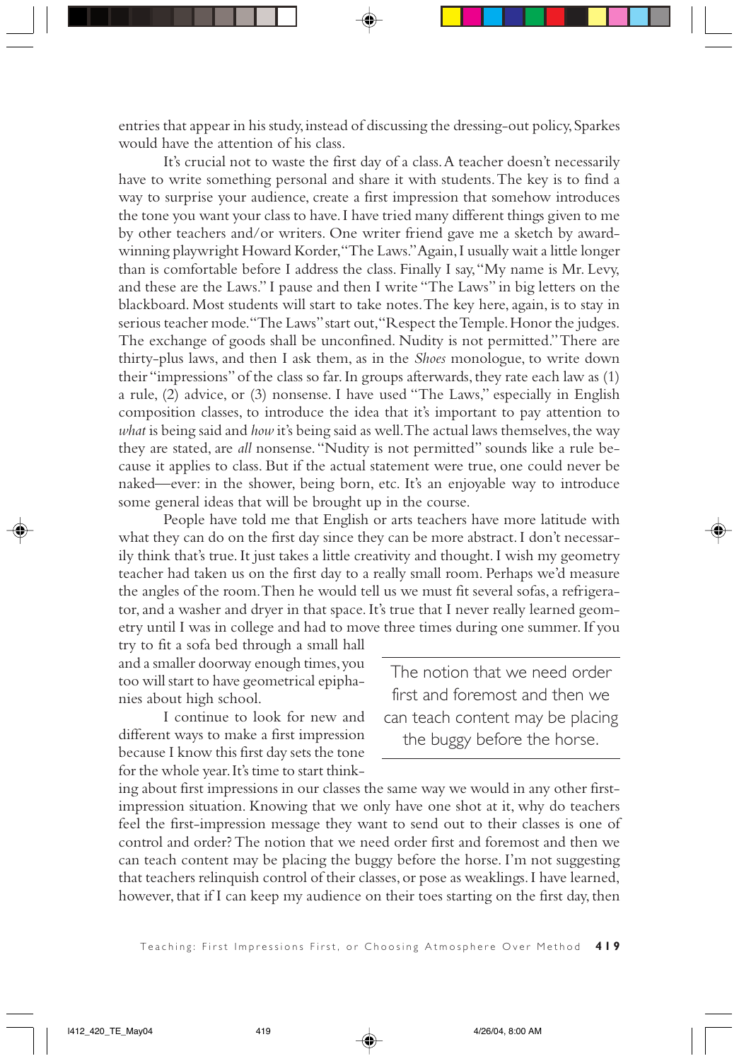entries that appear in his study, instead of discussing the dressing-out policy, Sparkes would have the attention of his class.

It's crucial not to waste the first day of a class. A teacher doesn't necessarily have to write something personal and share it with students. The key is to find a way to surprise your audience, create a first impression that somehow introduces the tone you want your class to have. I have tried many different things given to me by other teachers and/or writers. One writer friend gave me a sketch by award-winning playwright Howard Korder, "The Laws." Again, I usually wait a little longer than is comfortable before I address the class. Finally I say, "My name is Mr. Levy, and these are the Laws." I pause and then I write "The Laws" in big letters on the blackboard. Most students will start to take notes. The key here, again, is to stay in serious teacher mode. "The Laws" start out, "Respect the Temple. Honor the judges. The exchange of goods shall be unconfined. Nudity is not permitted." There are thirty-plus laws, and then I ask them, as in the *Shoes* monologue, to write down their "impressions" of the class so far. In groups afterwards, they rate each law as (1) a rule, (2) advice, or (3) nonsense. I have used "The Laws," especially in English composition classes, to introduce the idea that it's important to pay attention to *what* is being said and *how* it's being said as well. The actual laws themselves, the way they are stated, are *all* nonsense. "Nudity is not permitted" sounds like a rule because it applies to class. But if the actual statement were true, one could never be naked—ever: in the shower, being born, etc. It's an enjoyable way to introduce some general ideas that will be brought up in the course.

People have told me that English or arts teachers have more latitude with what they can do on the first day since they can be more abstract. I don't necessarily think that's true. It just takes a little creativity and thought. I wish my geometry teacher had taken us on the first day to a really small room. Perhaps we'd measure the angles of the room. Then he would tell us we must fit several sofas, a refrigerator, and a washer and dryer in that space. It's true that I never really learned geometry until I was in college and had to move three times during one summer. If you try to fit a sofa bed through a small hall and a smaller doorway enough times, you too will start to have geometrical epiphanies about high school.

I continue to look for new and different ways to make a first impression because I know this first day sets the tone for the whole year. It's time to start thinking about first impressions in our classes the same way we would in any other first-impression situation. Knowing that we only have one shot at it, why do teachers feel the first-impression message they want to send out to their classes is one of control and order? The notion that we need order first and foremost and then we can teach content may be placing the buggy before the horse. I'm not suggesting that teachers relinquish control of their classes, or pose as weaklings. I have learned, however, that if I can keep my audience on their toes starting on the first day, then

> The notion that we need order first and foremost and then we can teach content may be placing the buggy before the horse.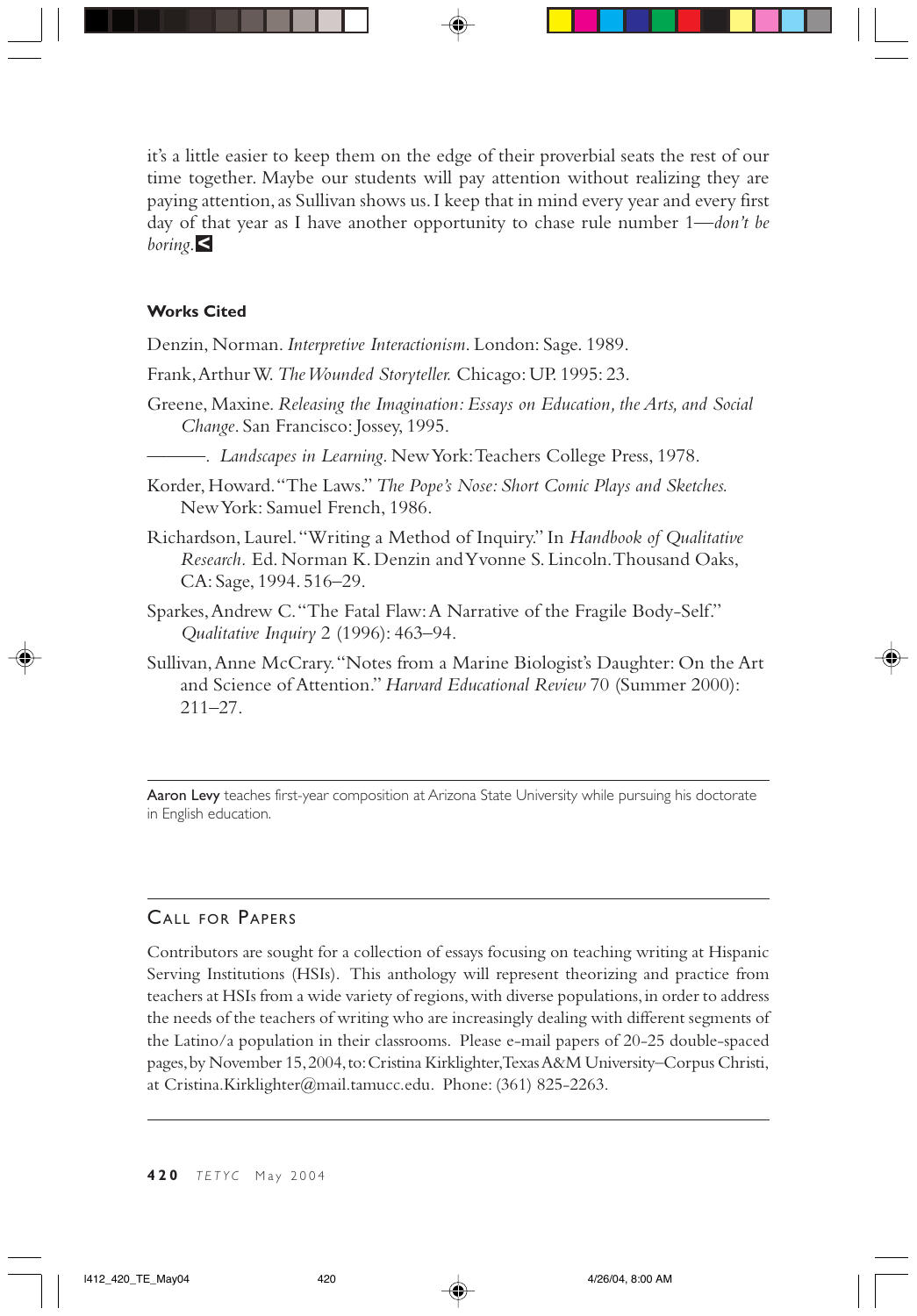it's a little easier to keep them on the edge of their proverbial seats the rest of our time together. Maybe our students will pay attention without realizing they are paying attention, as Sullivan shows us. I keep that in mind every year and every first day of that year as I have another opportunity to chase rule number 1—*don't be boring*. ◄

### Works Cited

Denzin, Norman. *Interpretive Interactionism*. London: Sage. 1989.

Frank, Arthur W. *The Wounded Storyteller.* Chicago: UP. 1995: 23.

Greene, Maxine. *Releasing the Imagination: Essays on Education, the Arts, and Social Change*. San Francisco: Jossey, 1995.

———. *Landscapes in Learning*. New York: Teachers College Press, 1978.

Korder, Howard. "The Laws." *The Pope's Nose: Short Comic Plays and Sketches.* New York: Samuel French, 1986.

Richardson, Laurel. "Writing a Method of Inquiry." In *Handbook of Qualitative Research.* Ed. Norman K. Denzin and Yvonne S. Lincoln. Thousand Oaks, CA: Sage, 1994. 516–29.

Sparkes, Andrew C. "The Fatal Flaw: A Narrative of the Fragile Body-Self." *Qualitative Inquiry* 2 (1996): 463–94.

Sullivan, Anne McCrary. "Notes from a Marine Biologist's Daughter: On the Art and Science of Attention." *Harvard Educational Review* 70 (Summer 2000): 211–27.

---

**Aaron Levy** teaches first-year composition at Arizona State University while pursuing his doctorate in English education.

---

## Call for Papers

Contributors are sought for a collection of essays focusing on teaching writing at Hispanic Serving Institutions (HSIs). This anthology will represent theorizing and practice from teachers at HSIs from a wide variety of regions, with diverse populations, in order to address the needs of the teachers of writing who are increasingly dealing with different segments of the Latino/a population in their classrooms. Please e-mail papers of 20-25 double-spaced pages, by November 15, 2004, to: Cristina Kirklighter, Texas A&M University–Corpus Christi, at Cristina.Kirklighter@mail.tamucc.edu. Phone: (361) 825-2263.